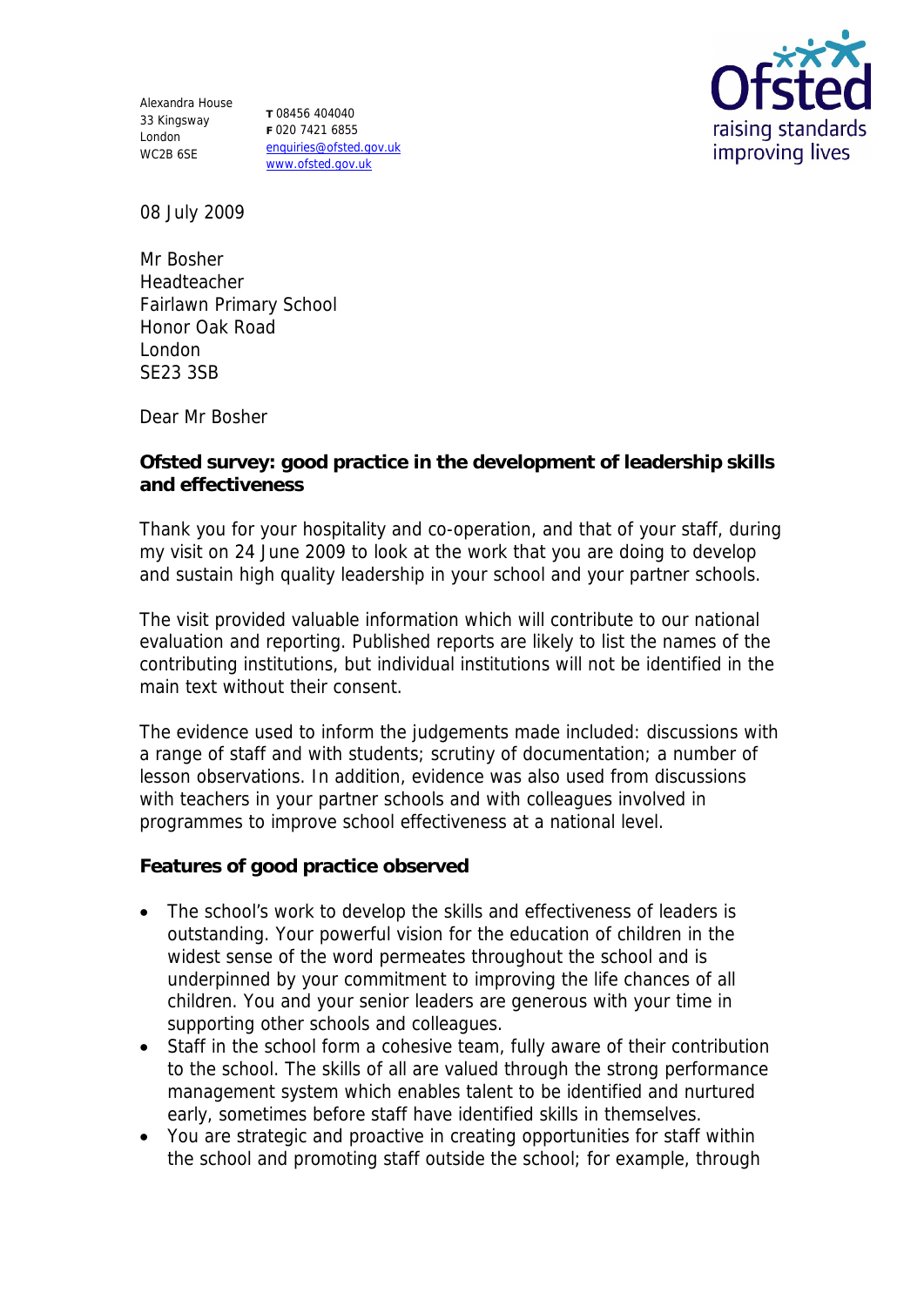Alexandra House
33 Kingsway
London
WC2B 6SE

**T** 08456 404040
**F** 020 7421 6855
enquiries@ofsted.gov.uk
www.ofsted.gov.uk

Ofsted
raising standards
improving lives

08 July 2009

Mr Bosher
Headteacher
Fairlawn Primary School
Honor Oak Road
London
SE23 3SB

Dear Mr Bosher

**Ofsted survey: good practice in the development of leadership skills and effectiveness**

Thank you for your hospitality and co-operation, and that of your staff, during my visit on 24 June 2009 to look at the work that you are doing to develop and sustain high quality leadership in your school and your partner schools.

The visit provided valuable information which will contribute to our national evaluation and reporting. Published reports are likely to list the names of the contributing institutions, but individual institutions will not be identified in the main text without their consent.

The evidence used to inform the judgements made included: discussions with a range of staff and with students; scrutiny of documentation; a number of lesson observations. In addition, evidence was also used from discussions with teachers in your partner schools and with colleagues involved in programmes to improve school effectiveness at a national level.

**Features of good practice observed**

- The school's work to develop the skills and effectiveness of leaders is outstanding. Your powerful vision for the education of children in the widest sense of the word permeates throughout the school and is underpinned by your commitment to improving the life chances of all children. You and your senior leaders are generous with your time in supporting other schools and colleagues.
- Staff in the school form a cohesive team, fully aware of their contribution to the school. The skills of all are valued through the strong performance management system which enables talent to be identified and nurtured early, sometimes before staff have identified skills in themselves.
- You are strategic and proactive in creating opportunities for staff within the school and promoting staff outside the school; for example, through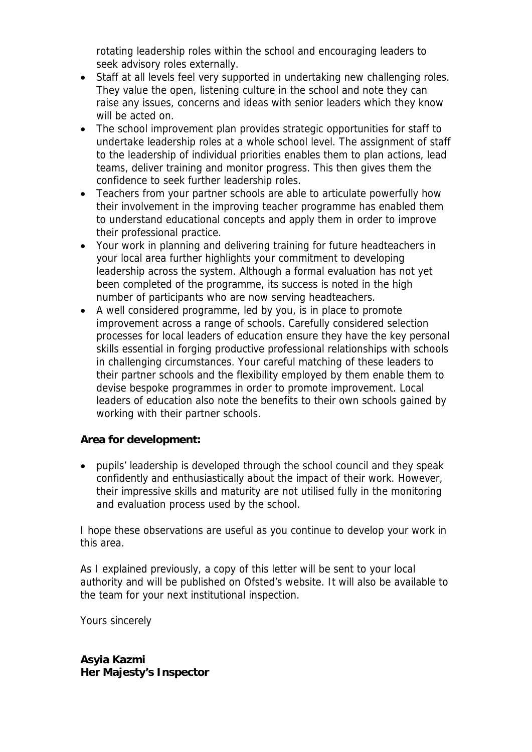rotating leadership roles within the school and encouraging leaders to seek advisory roles externally.

- Staff at all levels feel very supported in undertaking new challenging roles. They value the open, listening culture in the school and note they can raise any issues, concerns and ideas with senior leaders which they know will be acted on.
- The school improvement plan provides strategic opportunities for staff to undertake leadership roles at a whole school level. The assignment of staff to the leadership of individual priorities enables them to plan actions, lead teams, deliver training and monitor progress. This then gives them the confidence to seek further leadership roles.
- Teachers from your partner schools are able to articulate powerfully how their involvement in the improving teacher programme has enabled them to understand educational concepts and apply them in order to improve their professional practice.
- Your work in planning and delivering training for future headteachers in your local area further highlights your commitment to developing leadership across the system. Although a formal evaluation has not yet been completed of the programme, its success is noted in the high number of participants who are now serving headteachers.
- A well considered programme, led by you, is in place to promote improvement across a range of schools. Carefully considered selection processes for local leaders of education ensure they have the key personal skills essential in forging productive professional relationships with schools in challenging circumstances. Your careful matching of these leaders to their partner schools and the flexibility employed by them enable them to devise bespoke programmes in order to promote improvement. Local leaders of education also note the benefits to their own schools gained by working with their partner schools.

**Area for development:**

- pupils' leadership is developed through the school council and they speak confidently and enthusiastically about the impact of their work. However, their impressive skills and maturity are not utilised fully in the monitoring and evaluation process used by the school.

I hope these observations are useful as you continue to develop your work in this area.

As I explained previously, a copy of this letter will be sent to your local authority and will be published on Ofsted's website. It will also be available to the team for your next institutional inspection.

Yours sincerely

**Asyia Kazmi**
**Her Majesty's Inspector**